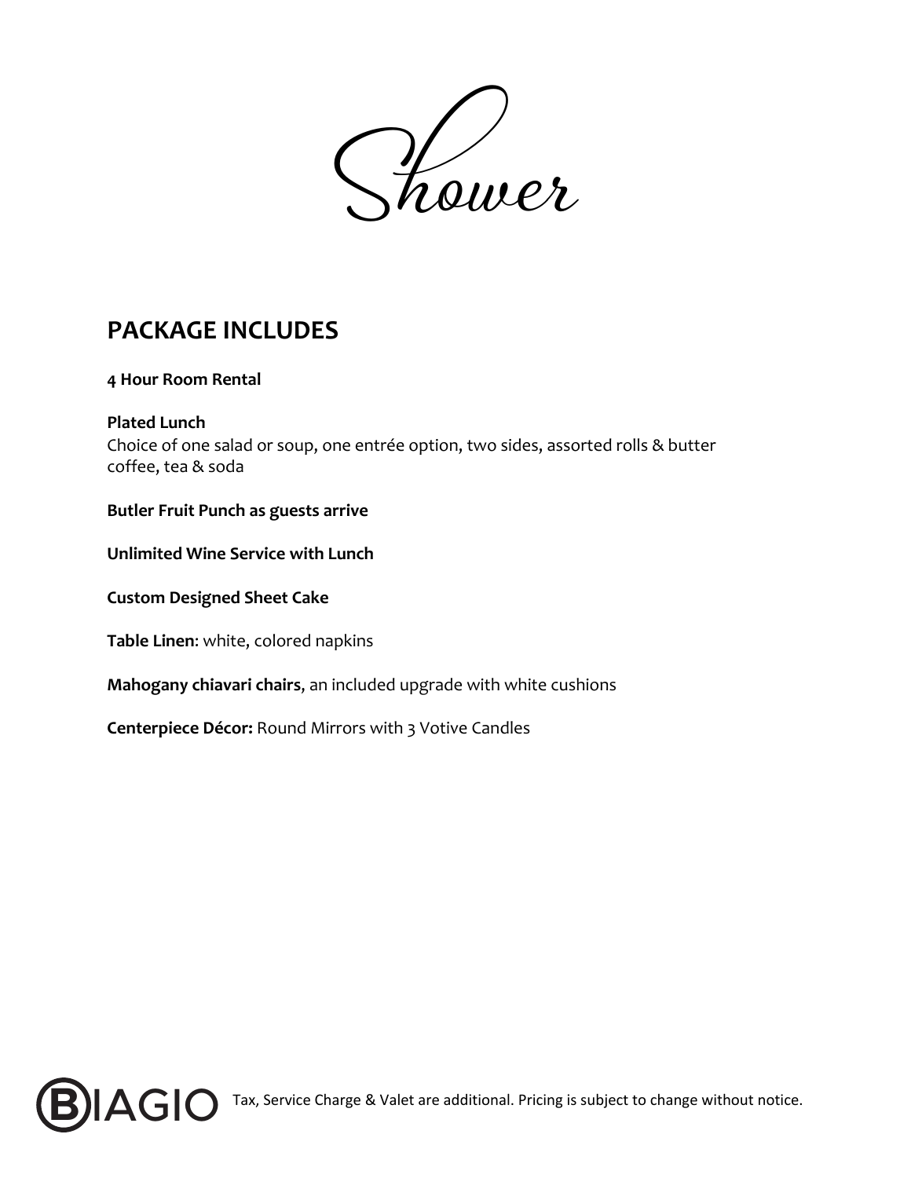# Shower

## PACKAGE INCLUDES

**4 Hour Room Rental**

**Plated Lunch**
Choice of one salad or soup, one entrée option, two sides, assorted rolls & butter
coffee, tea & soda

**Butler Fruit Punch as guests arrive**

**Unlimited Wine Service with Lunch**

**Custom Designed Sheet Cake**

**Table Linen**: white, colored napkins

**Mahogany chiavari chairs**, an included upgrade with white cushions

**Centerpiece Décor:** Round Mirrors with 3 Votive Candles

BIAGIO Tax, Service Charge & Valet are additional. Pricing is subject to change without notice.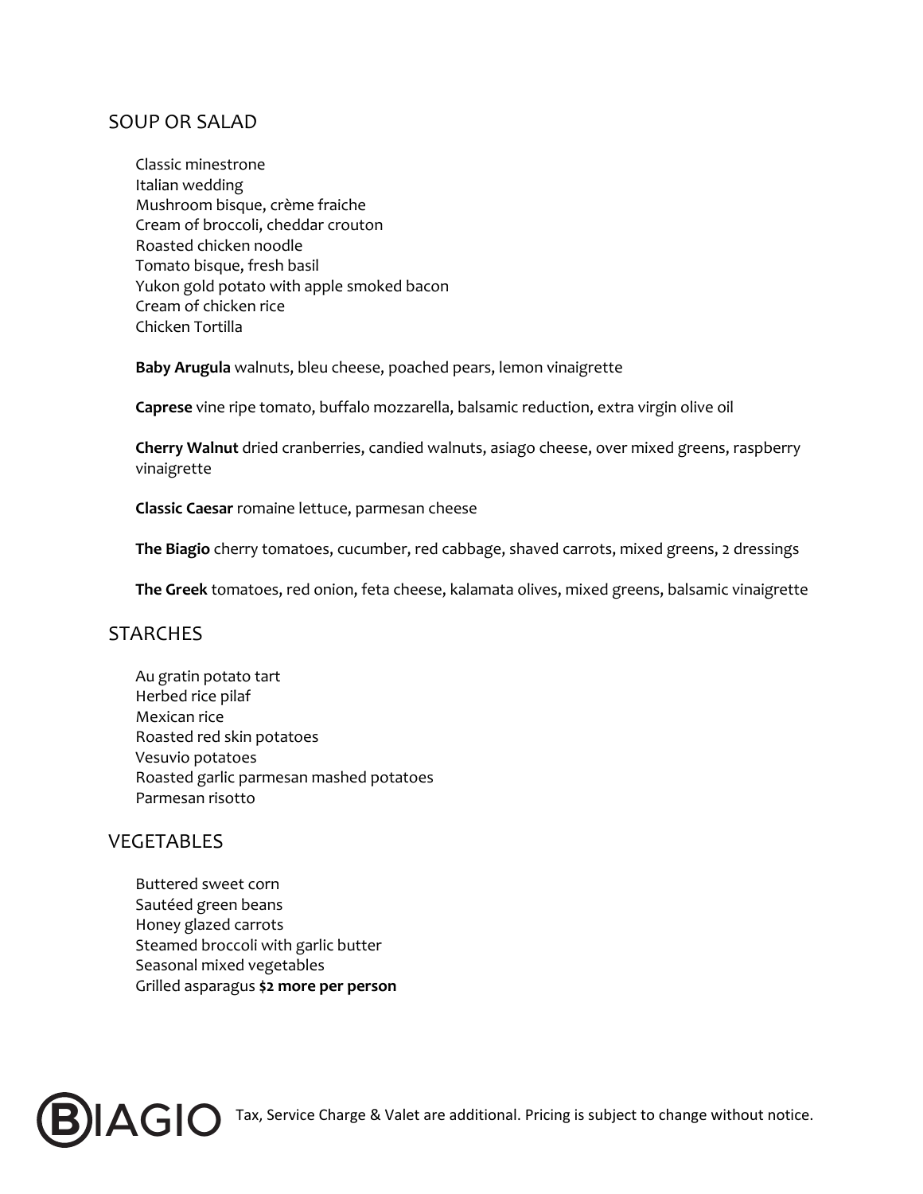## SOUP OR SALAD

Classic minestrone
Italian wedding
Mushroom bisque, crème fraiche
Cream of broccoli, cheddar crouton
Roasted chicken noodle
Tomato bisque, fresh basil
Yukon gold potato with apple smoked bacon
Cream of chicken rice
Chicken Tortilla

**Baby Arugula** walnuts, bleu cheese, poached pears, lemon vinaigrette

**Caprese** vine ripe tomato, buffalo mozzarella, balsamic reduction, extra virgin olive oil

**Cherry Walnut** dried cranberries, candied walnuts, asiago cheese, over mixed greens, raspberry vinaigrette

**Classic Caesar** romaine lettuce, parmesan cheese

**The Biagio** cherry tomatoes, cucumber, red cabbage, shaved carrots, mixed greens, 2 dressings

**The Greek** tomatoes, red onion, feta cheese, kalamata olives, mixed greens, balsamic vinaigrette

## STARCHES

Au gratin potato tart
Herbed rice pilaf
Mexican rice
Roasted red skin potatoes
Vesuvio potatoes
Roasted garlic parmesan mashed potatoes
Parmesan risotto

## VEGETABLES

Buttered sweet corn
Sautéed green beans
Honey glazed carrots
Steamed broccoli with garlic butter
Seasonal mixed vegetables
Grilled asparagus **$2 more per person**

BIAGIO Tax, Service Charge & Valet are additional. Pricing is subject to change without notice.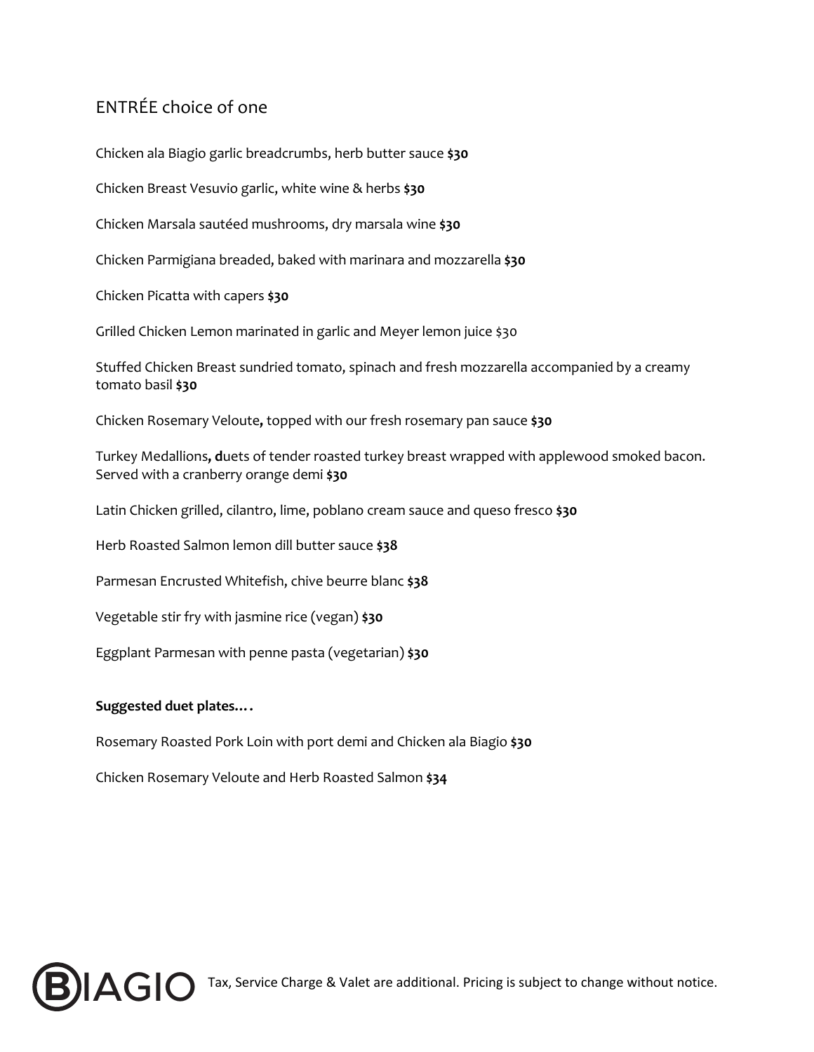## ENTRÉE choice of one

Chicken ala Biagio garlic breadcrumbs, herb butter sauce **$30**

Chicken Breast Vesuvio garlic, white wine & herbs **$30**

Chicken Marsala sautéed mushrooms, dry marsala wine **$30**

Chicken Parmigiana breaded, baked with marinara and mozzarella **$30**

Chicken Picatta with capers **$30**

Grilled Chicken Lemon marinated in garlic and Meyer lemon juice $30

Stuffed Chicken Breast sundried tomato, spinach and fresh mozzarella accompanied by a creamy tomato basil **$30**

Chicken Rosemary Veloute**,** topped with our fresh rosemary pan sauce **$30**

Turkey Medallions**, d**uets of tender roasted turkey breast wrapped with applewood smoked bacon. Served with a cranberry orange demi **$30**

Latin Chicken grilled, cilantro, lime, poblano cream sauce and queso fresco **$30**

Herb Roasted Salmon lemon dill butter sauce **$38**

Parmesan Encrusted Whitefish, chive beurre blanc **$38**

Vegetable stir fry with jasmine rice (vegan) **$30**

Eggplant Parmesan with penne pasta (vegetarian) **$30**

**Suggested duet plates….**

Rosemary Roasted Pork Loin with port demi and Chicken ala Biagio **$30**

Chicken Rosemary Veloute and Herb Roasted Salmon **$34**

BIAGIO Tax, Service Charge & Valet are additional. Pricing is subject to change without notice.